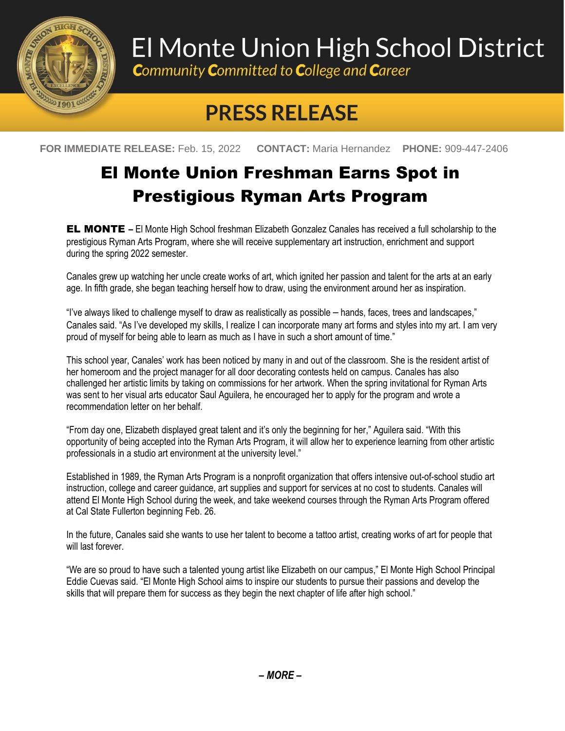# El Monte Union High School District

*Community Committed to College and Career*

## PRESS RELEASE

**FOR IMMEDIATE RELEASE:** Feb. 15, 2022 **CONTACT:** Maria Hernandez **PHONE:** 909-447-2406

# El Monte Union Freshman Earns Spot in Prestigious Ryman Arts Program

**EL MONTE –** El Monte High School freshman Elizabeth Gonzalez Canales has received a full scholarship to the prestigious Ryman Arts Program, where she will receive supplementary art instruction, enrichment and support during the spring 2022 semester.

Canales grew up watching her uncle create works of art, which ignited her passion and talent for the arts at an early age. In fifth grade, she began teaching herself how to draw, using the environment around her as inspiration.

"I've always liked to challenge myself to draw as realistically as possible – hands, faces, trees and landscapes," Canales said. "As I've developed my skills, I realize I can incorporate many art forms and styles into my art. I am very proud of myself for being able to learn as much as I have in such a short amount of time."

This school year, Canales' work has been noticed by many in and out of the classroom. She is the resident artist of her homeroom and the project manager for all door decorating contests held on campus. Canales has also challenged her artistic limits by taking on commissions for her artwork. When the spring invitational for Ryman Arts was sent to her visual arts educator Saul Aguilera, he encouraged her to apply for the program and wrote a recommendation letter on her behalf.

"From day one, Elizabeth displayed great talent and it's only the beginning for her," Aguilera said. "With this opportunity of being accepted into the Ryman Arts Program, it will allow her to experience learning from other artistic professionals in a studio art environment at the university level."

Established in 1989, the Ryman Arts Program is a nonprofit organization that offers intensive out-of-school studio art instruction, college and career guidance, art supplies and support for services at no cost to students. Canales will attend El Monte High School during the week, and take weekend courses through the Ryman Arts Program offered at Cal State Fullerton beginning Feb. 26.

In the future, Canales said she wants to use her talent to become a tattoo artist, creating works of art for people that will last forever.

"We are so proud to have such a talented young artist like Elizabeth on our campus," El Monte High School Principal Eddie Cuevas said. "El Monte High School aims to inspire our students to pursue their passions and develop the skills that will prepare them for success as they begin the next chapter of life after high school."

***– MORE –***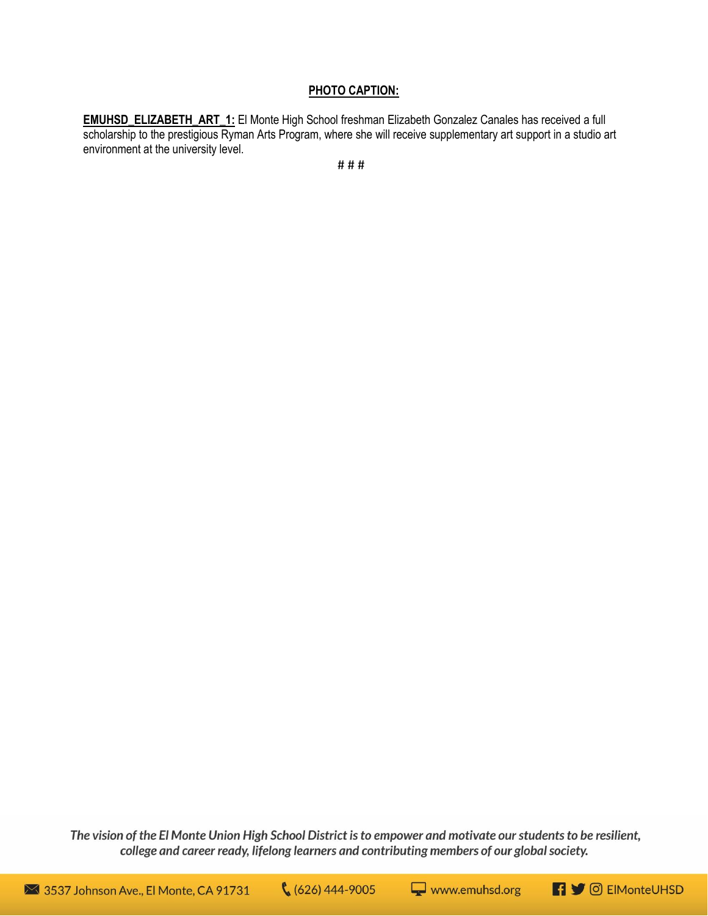**PHOTO CAPTION:**

**EMUHSD_ELIZABETH_ART_1:** El Monte High School freshman Elizabeth Gonzalez Canales has received a full scholarship to the prestigious Ryman Arts Program, where she will receive supplementary art support in a studio art environment at the university level.

# # #

*The vision of the El Monte Union High School District is to empower and motivate our students to be resilient, college and career ready, lifelong learners and contributing members of our global society.*

3537 Johnson Ave., El Monte, CA 91731 | (626) 444-9005 | www.emuhsd.org | ElMonteUHSD